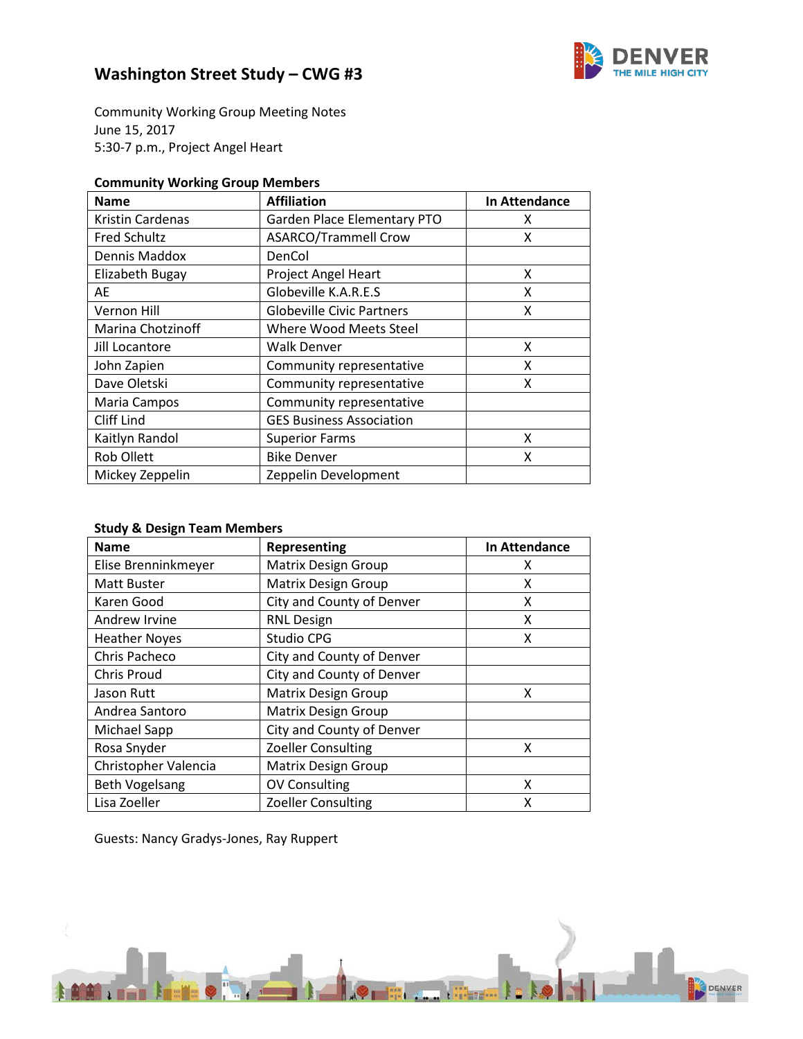# Washington Street Study – CWG #3

Community Working Group Meeting Notes
June 15, 2017
5:30-7 p.m., Project Angel Heart

**Community Working Group Members**

| Name | Affiliation | In Attendance |
|---|---|---|
| Kristin Cardenas | Garden Place Elementary PTO | X |
| Fred Schultz | ASARCO/Trammell Crow | X |
| Dennis Maddox | DenCol | |
| Elizabeth Bugay | Project Angel Heart | X |
| AE | Globeville K.A.R.E.S | X |
| Vernon Hill | Globeville Civic Partners | X |
| Marina Chotzinoff | Where Wood Meets Steel | |
| Jill Locantore | Walk Denver | X |
| John Zapien | Community representative | X |
| Dave Oletski | Community representative | X |
| Maria Campos | Community representative | |
| Cliff Lind | GES Business Association | |
| Kaitlyn Randol | Superior Farms | X |
| Rob Ollett | Bike Denver | X |
| Mickey Zeppelin | Zeppelin Development | |

**Study & Design Team Members**

| Name | Representing | In Attendance |
|---|---|---|
| Elise Brenninkmeyer | Matrix Design Group | X |
| Matt Buster | Matrix Design Group | X |
| Karen Good | City and County of Denver | X |
| Andrew Irvine | RNL Design | X |
| Heather Noyes | Studio CPG | X |
| Chris Pacheco | City and County of Denver | |
| Chris Proud | City and County of Denver | |
| Jason Rutt | Matrix Design Group | X |
| Andrea Santoro | Matrix Design Group | |
| Michael Sapp | City and County of Denver | |
| Rosa Snyder | Zoeller Consulting | X |
| Christopher Valencia | Matrix Design Group | |
| Beth Vogelsang | OV Consulting | X |
| Lisa Zoeller | Zoeller Consulting | X |

Guests: Nancy Gradys-Jones, Ray Ruppert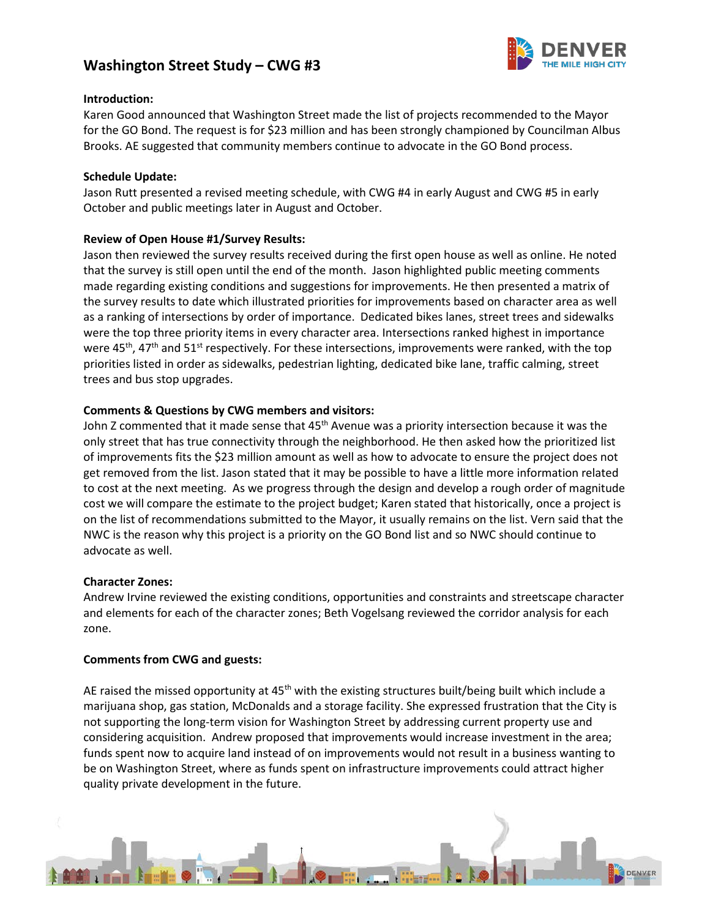# Washington Street Study – CWG #3

**Introduction:**

Karen Good announced that Washington Street made the list of projects recommended to the Mayor for the GO Bond. The request is for $23 million and has been strongly championed by Councilman Albus Brooks. AE suggested that community members continue to advocate in the GO Bond process.

**Schedule Update:**

Jason Rutt presented a revised meeting schedule, with CWG #4 in early August and CWG #5 in early October and public meetings later in August and October.

**Review of Open House #1/Survey Results:**

Jason then reviewed the survey results received during the first open house as well as online. He noted that the survey is still open until the end of the month. Jason highlighted public meeting comments made regarding existing conditions and suggestions for improvements. He then presented a matrix of the survey results to date which illustrated priorities for improvements based on character area as well as a ranking of intersections by order of importance. Dedicated bikes lanes, street trees and sidewalks were the top three priority items in every character area. Intersections ranked highest in importance were 45th, 47th and 51st respectively. For these intersections, improvements were ranked, with the top priorities listed in order as sidewalks, pedestrian lighting, dedicated bike lane, traffic calming, street trees and bus stop upgrades.

**Comments & Questions by CWG members and visitors:**

John Z commented that it made sense that 45th Avenue was a priority intersection because it was the only street that has true connectivity through the neighborhood. He then asked how the prioritized list of improvements fits the $23 million amount as well as how to advocate to ensure the project does not get removed from the list. Jason stated that it may be possible to have a little more information related to cost at the next meeting. As we progress through the design and develop a rough order of magnitude cost we will compare the estimate to the project budget; Karen stated that historically, once a project is on the list of recommendations submitted to the Mayor, it usually remains on the list. Vern said that the NWC is the reason why this project is a priority on the GO Bond list and so NWC should continue to advocate as well.

**Character Zones:**

Andrew Irvine reviewed the existing conditions, opportunities and constraints and streetscape character and elements for each of the character zones; Beth Vogelsang reviewed the corridor analysis for each zone.

**Comments from CWG and guests:**

AE raised the missed opportunity at 45th with the existing structures built/being built which include a marijuana shop, gas station, McDonalds and a storage facility. She expressed frustration that the City is not supporting the long-term vision for Washington Street by addressing current property use and considering acquisition. Andrew proposed that improvements would increase investment in the area; funds spent now to acquire land instead of on improvements would not result in a business wanting to be on Washington Street, where as funds spent on infrastructure improvements could attract higher quality private development in the future.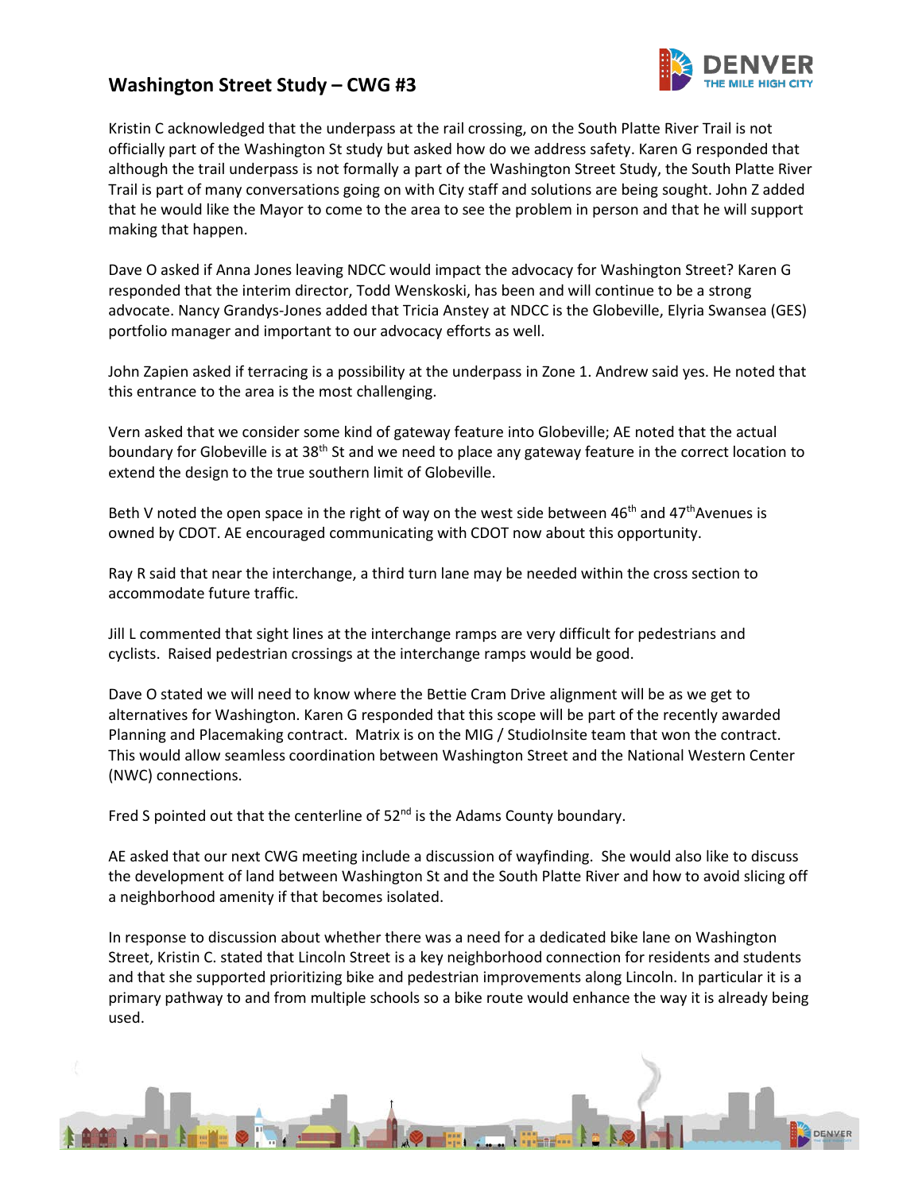Kristin C acknowledged that the underpass at the rail crossing, on the South Platte River Trail is not officially part of the Washington St study but asked how do we address safety. Karen G responded that although the trail underpass is not formally a part of the Washington Street Study, the South Platte River Trail is part of many conversations going on with City staff and solutions are being sought. John Z added that he would like the Mayor to come to the area to see the problem in person and that he will support making that happen.

Dave O asked if Anna Jones leaving NDCC would impact the advocacy for Washington Street? Karen G responded that the interim director, Todd Wenskoski, has been and will continue to be a strong advocate. Nancy Grandys-Jones added that Tricia Anstey at NDCC is the Globeville, Elyria Swansea (GES) portfolio manager and important to our advocacy efforts as well.

John Zapien asked if terracing is a possibility at the underpass in Zone 1. Andrew said yes. He noted that this entrance to the area is the most challenging.

Vern asked that we consider some kind of gateway feature into Globeville; AE noted that the actual boundary for Globeville is at 38th St and we need to place any gateway feature in the correct location to extend the design to the true southern limit of Globeville.

Beth V noted the open space in the right of way on the west side between 46th and 47th Avenues is owned by CDOT. AE encouraged communicating with CDOT now about this opportunity.

Ray R said that near the interchange, a third turn lane may be needed within the cross section to accommodate future traffic.

Jill L commented that sight lines at the interchange ramps are very difficult for pedestrians and cyclists. Raised pedestrian crossings at the interchange ramps would be good.

Dave O stated we will need to know where the Bettie Cram Drive alignment will be as we get to alternatives for Washington. Karen G responded that this scope will be part of the recently awarded Planning and Placemaking contract. Matrix is on the MIG / StudioInsite team that won the contract. This would allow seamless coordination between Washington Street and the National Western Center (NWC) connections.

Fred S pointed out that the centerline of 52nd is the Adams County boundary.

AE asked that our next CWG meeting include a discussion of wayfinding. She would also like to discuss the development of land between Washington St and the South Platte River and how to avoid slicing off a neighborhood amenity if that becomes isolated.

In response to discussion about whether there was a need for a dedicated bike lane on Washington Street, Kristin C. stated that Lincoln Street is a key neighborhood connection for residents and students and that she supported prioritizing bike and pedestrian improvements along Lincoln. In particular it is a primary pathway to and from multiple schools so a bike route would enhance the way it is already being used.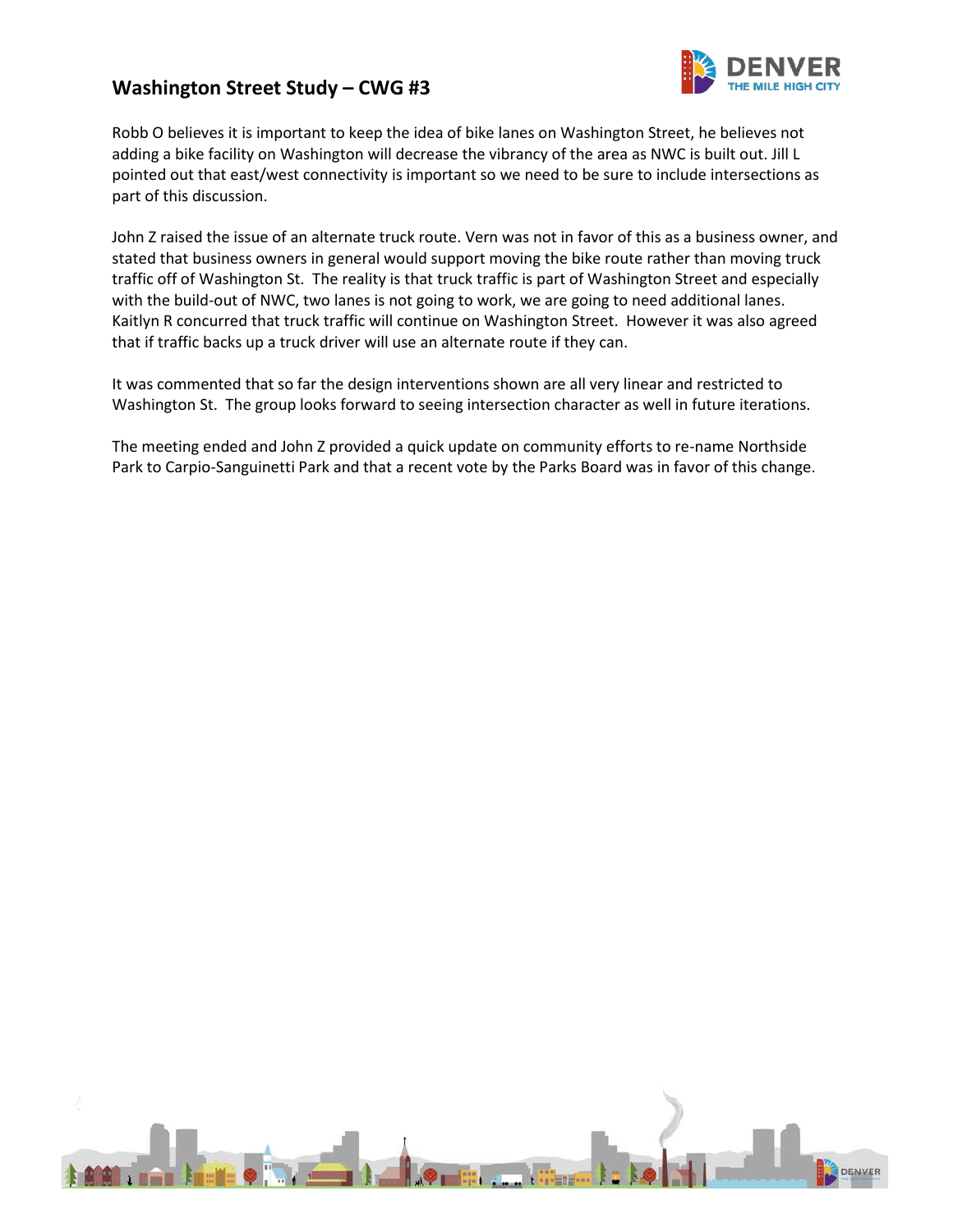Robb O believes it is important to keep the idea of bike lanes on Washington Street, he believes not adding a bike facility on Washington will decrease the vibrancy of the area as NWC is built out. Jill L pointed out that east/west connectivity is important so we need to be sure to include intersections as part of this discussion.

John Z raised the issue of an alternate truck route. Vern was not in favor of this as a business owner, and stated that business owners in general would support moving the bike route rather than moving truck traffic off of Washington St. The reality is that truck traffic is part of Washington Street and especially with the build-out of NWC, two lanes is not going to work, we are going to need additional lanes. Kaitlyn R concurred that truck traffic will continue on Washington Street. However it was also agreed that if traffic backs up a truck driver will use an alternate route if they can.

It was commented that so far the design interventions shown are all very linear and restricted to Washington St. The group looks forward to seeing intersection character as well in future iterations.

The meeting ended and John Z provided a quick update on community efforts to re-name Northside Park to Carpio-Sanguinetti Park and that a recent vote by the Parks Board was in favor of this change.